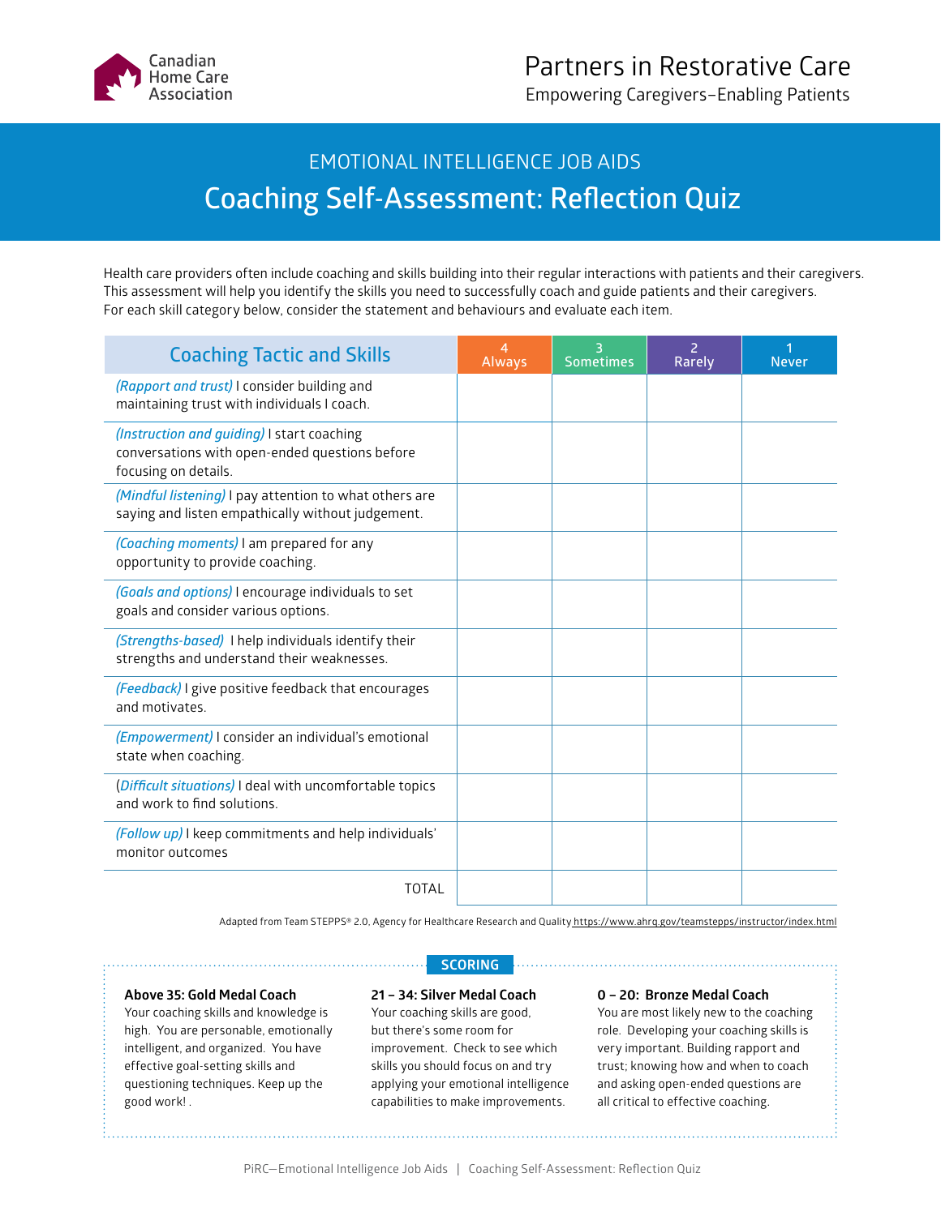Canadian Home Care Association

# Partners in Restorative Care

Empowering Caregivers–Enabling Patients

## EMOTIONAL INTELLIGENCE JOB AIDS

# Coaching Self-Assessment: Reflection Quiz

Health care providers often include coaching and skills building into their regular interactions with patients and their caregivers. This assessment will help you identify the skills you need to successfully coach and guide patients and their caregivers. For each skill category below, consider the statement and behaviours and evaluate each item.

| Coaching Tactic and Skills | 4 Always | 3 Sometimes | 2 Rarely | 1 Never |
|---|---|---|---|---|
| *(Rapport and trust)* I consider building and maintaining trust with individuals I coach. | | | | |
| *(Instruction and guiding)* I start coaching conversations with open-ended questions before focusing on details. | | | | |
| *(Mindful listening)* I pay attention to what others are saying and listen empathically without judgement. | | | | |
| *(Coaching moments)* I am prepared for any opportunity to provide coaching. | | | | |
| *(Goals and options)* I encourage individuals to set goals and consider various options. | | | | |
| *(Strengths-based)* I help individuals identify their strengths and understand their weaknesses. | | | | |
| *(Feedback)* I give positive feedback that encourages and motivates. | | | | |
| *(Empowerment)* I consider an individual's emotional state when coaching. | | | | |
| (*Difficult situations)* I deal with uncomfortable topics and work to find solutions. | | | | |
| *(Follow up)* I keep commitments and help individuals' monitor outcomes | | | | |
| TOTAL | | | | |

Adapted from Team STEPPS® 2.0, Agency for Healthcare Research and Quality https://www.ahrq.gov/teamstepps/instructor/index.html

## SCORING

**Above 35: Gold Medal Coach**
Your coaching skills and knowledge is high. You are personable, emotionally intelligent, and organized. You have effective goal-setting skills and questioning techniques. Keep up the good work! .

**21 – 34: Silver Medal Coach**
Your coaching skills are good, but there's some room for improvement. Check to see which skills you should focus on and try applying your emotional intelligence capabilities to make improvements.

**0 – 20: Bronze Medal Coach**
You are most likely new to the coaching role. Developing your coaching skills is very important. Building rapport and trust; knowing how and when to coach and asking open-ended questions are all critical to effective coaching.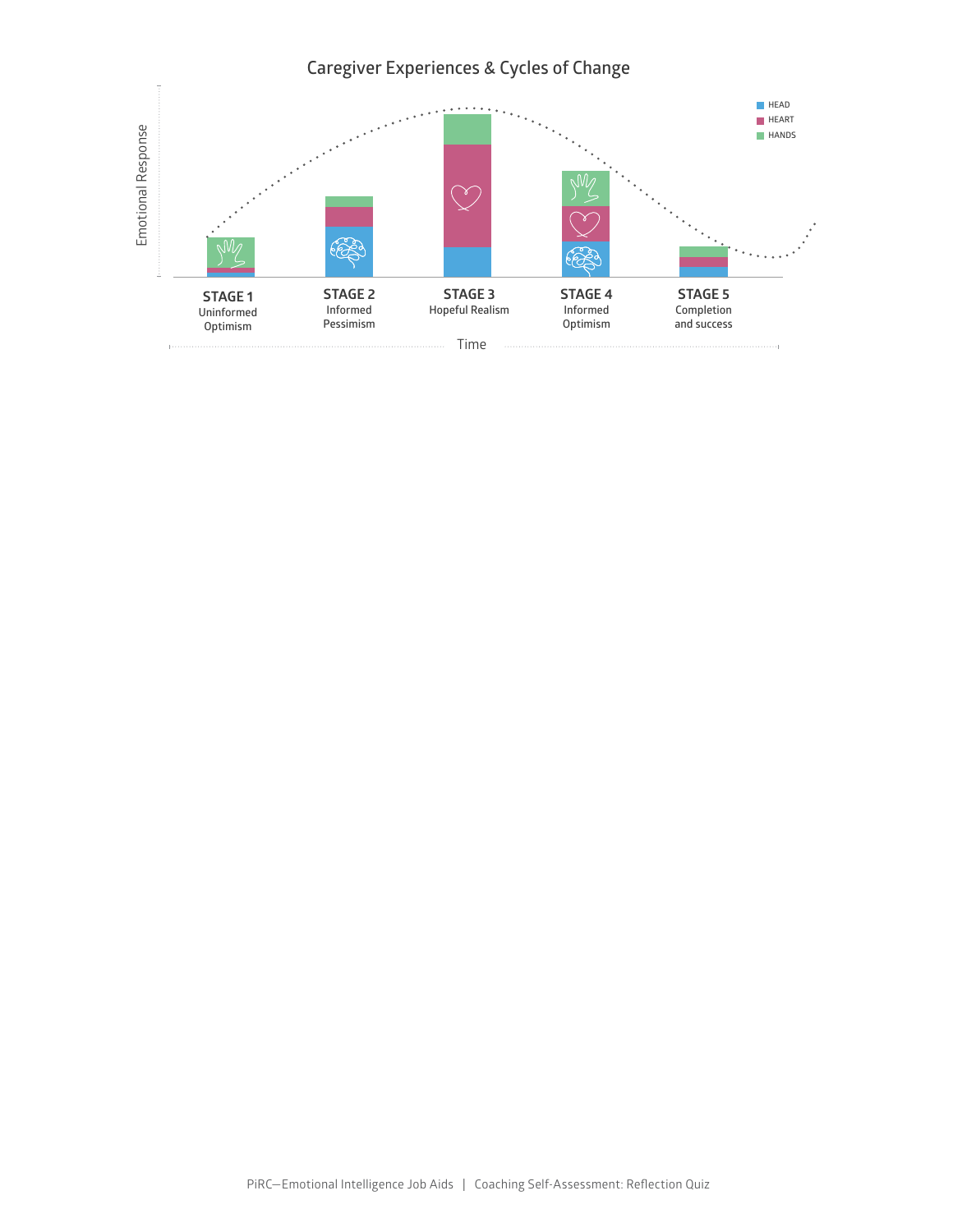## Caregiver Experiences & Cycles of Change

Emotional Response

HEAD
HEART
HANDS

**STAGE 1**
Uninformed Optimism

**STAGE 2**
Informed Pessimism

**STAGE 3**
Hopeful Realism

**STAGE 4**
Informed Optimism

**STAGE 5**
Completion and success

Time